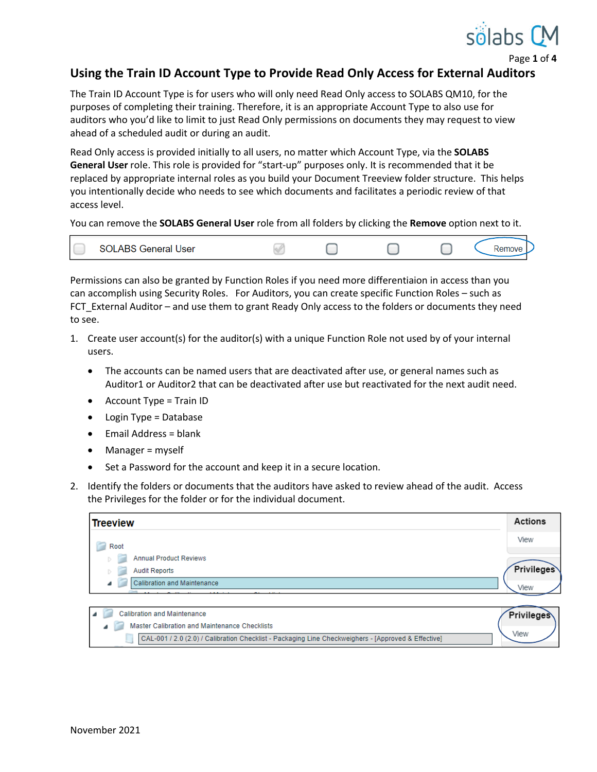# Using the Train ID Account Type to Provide Read Only Access for External Auditors

The Train ID Account Type is for users who will only need Read Only access to SOLABS QM10, for the purposes of completing their training. Therefore, it is an appropriate Account Type to also use for auditors who you'd like to limit to just Read Only permissions on documents they may request to view ahead of a scheduled audit or during an audit.

Read Only access is provided initially to all users, no matter which Account Type, via the **SOLABS General User** role. This role is provided for "start-up" purposes only. It is recommended that it be replaced by appropriate internal roles as you build your Document Treeview folder structure. This helps you intentionally decide who needs to see which documents and facilitates a periodic review of that access level.

You can remove the **SOLABS General User** role from all folders by clicking the **Remove** option next to it.

Permissions can also be granted by Function Roles if you need more differentiaion in access than you can accomplish using Security Roles. For Auditors, you can create specific Function Roles – such as FCT_External Auditor – and use them to grant Ready Only access to the folders or documents they need to see.

1. Create user account(s) for the auditor(s) with a unique Function Role not used by of your internal users.
   - The accounts can be named users that are deactivated after use, or general names such as Auditor1 or Auditor2 that can be deactivated after use but reactivated for the next audit need.
   - Account Type = Train ID
   - Login Type = Database
   - Email Address = blank
   - Manager = myself
   - Set a Password for the account and keep it in a secure location.
2. Identify the folders or documents that the auditors have asked to review ahead of the audit. Access the Privileges for the folder or for the individual document.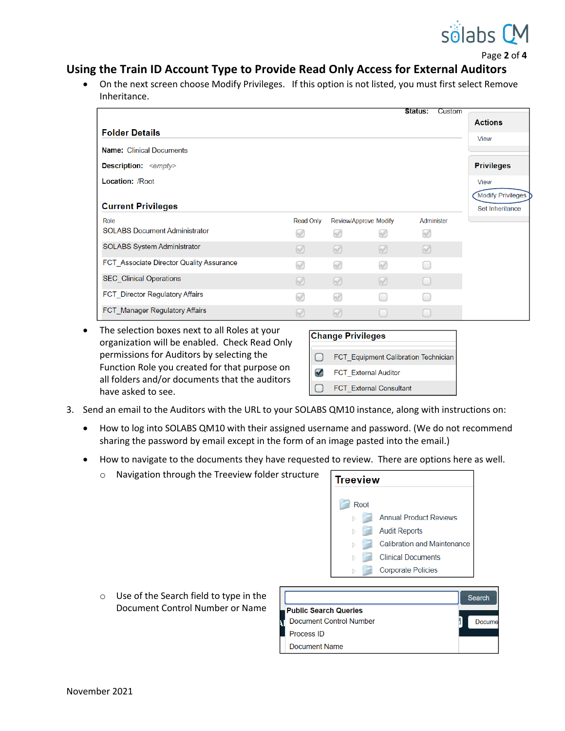## Using the Train ID Account Type to Provide Read Only Access for External Auditors

- On the next screen choose Modify Privileges. If this option is not listed, you must first select Remove Inheritance.

**Status:** Custom

**Folder Details**

**Name:** Clinical Documents

**Description:** *<empty>*

**Location:** /Root

**Current Privileges**

| Role | Read Only | Review/Approve | Modify | Administer |
|---|---|---|---|---|
| SOLABS Document Administrator | ✓ | ✓ | ✓ | ✓ |
| SOLABS System Administrator | ✓ | ✓ | ✓ | ✓ |
| FCT_Associate Director Quality Assurance | ✓ | ✓ | ✓ | |
| SEC_Clinical Operations | ✓ | ✓ | ✓ | |
| FCT_Director Regulatory Affairs | ✓ | ✓ | | |
| FCT_Manager Regulatory Affairs | ✓ | ✓ | | |

**Actions**
- View

**Privileges**
- View
- Modify Privileges
- Set Inheritance

- The selection boxes next to all Roles at your organization will be enabled. Check Read Only permissions for Auditors by selecting the Function Role you created for that purpose on all folders and/or documents that the auditors have asked to see.

**Change Privileges**

- [ ] FCT_Equipment Calibration Technician
- [x] FCT_External Auditor
- [ ] FCT_External Consultant

3. Send an email to the Auditors with the URL to your SOLABS QM10 instance, along with instructions on:

   - How to log into SOLABS QM10 with their assigned username and password. (We do not recommend sharing the password by email except in the form of an image pasted into the email.)

   - How to navigate to the documents they have requested to review. There are options here as well.
     - Navigation through the Treeview folder structure

       **Treeview**
       - Root
         - Annual Product Reviews
         - Audit Reports
         - Calibration and Maintenance
         - Clinical Documents
         - Corporate Policies

     - Use of the Search field to type in the Document Control Number or Name

       Search

       **Public Search Queries**
       - Document Control Number
       - Process ID
       - Document Name

November 2021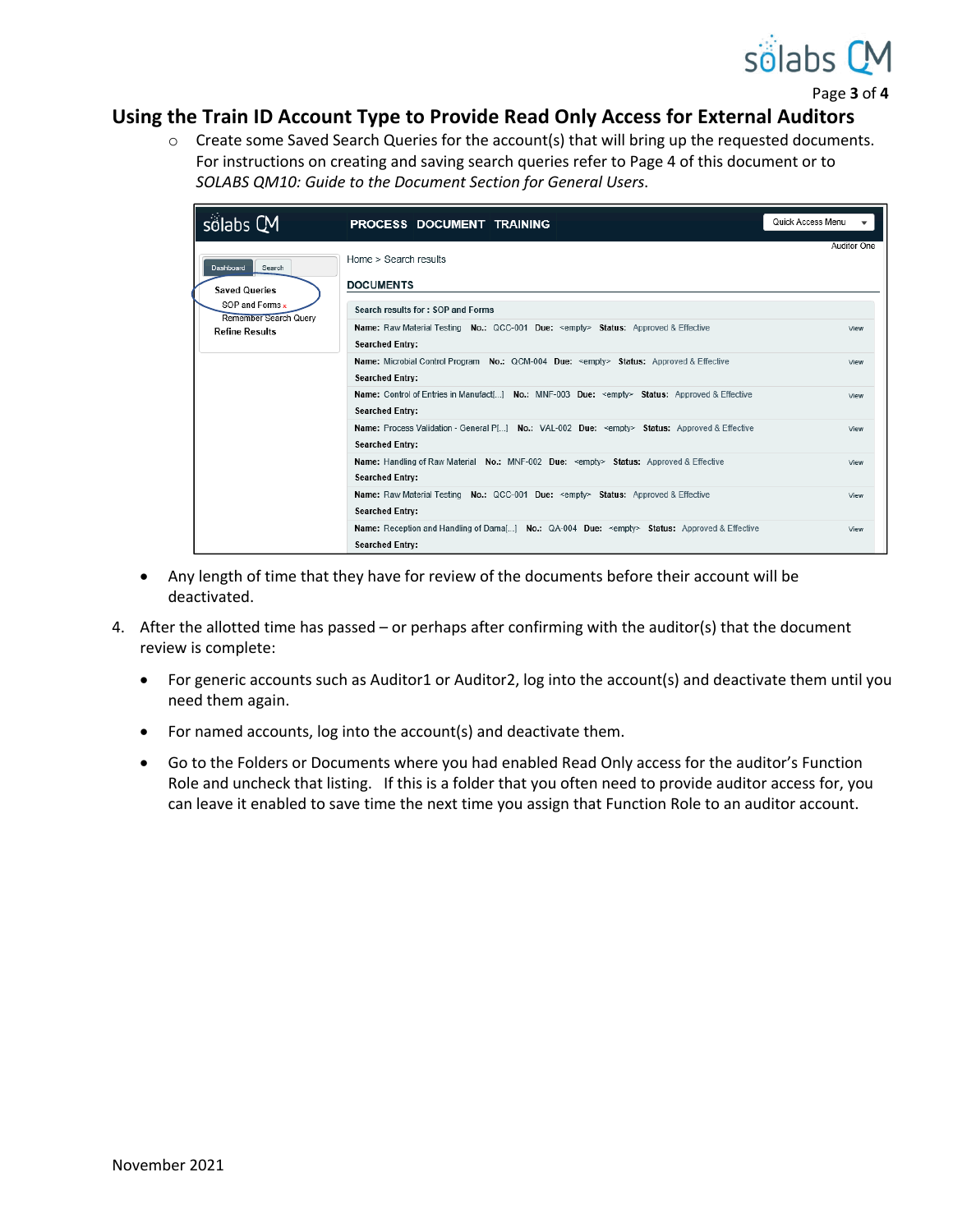## Using the Train ID Account Type to Provide Read Only Access for External Auditors

- Create some Saved Search Queries for the account(s) that will bring up the requested documents. For instructions on creating and saving search queries refer to Page 4 of this document or to *SOLABS QM10: Guide to the Document Section for General Users*.

- Any length of time that they have for review of the documents before their account will be deactivated.

4. After the allotted time has passed – or perhaps after confirming with the auditor(s) that the document review is complete:

   - For generic accounts such as Auditor1 or Auditor2, log into the account(s) and deactivate them until you need them again.
   - For named accounts, log into the account(s) and deactivate them.
   - Go to the Folders or Documents where you had enabled Read Only access for the auditor's Function Role and uncheck that listing. If this is a folder that you often need to provide auditor access for, you can leave it enabled to save time the next time you assign that Function Role to an auditor account.

November 2021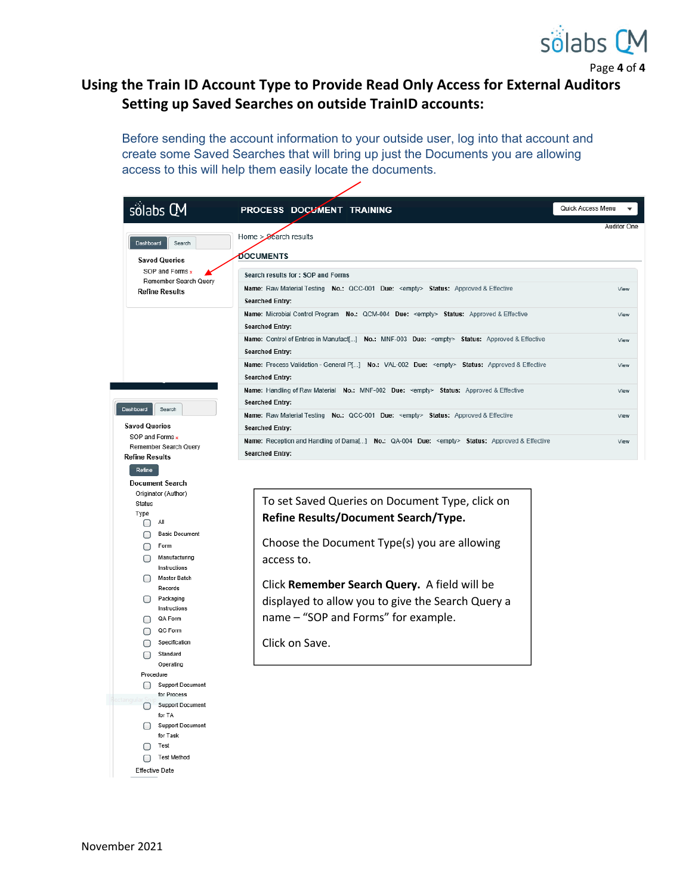# Using the Train ID Account Type to Provide Read Only Access for External Auditors

## Setting up Saved Searches on outside TrainID accounts:

Before sending the account information to your outside user, log into that account and create some Saved Searches that will bring up just the Documents you are allowing access to this will help them easily locate the documents.

To set Saved Queries on Document Type, click on **Refine Results/Document Search/Type.**

Choose the Document Type(s) you are allowing access to.

Click **Remember Search Query.** A field will be displayed to allow you to give the Search Query a name – "SOP and Forms" for example.

Click on Save.

November 2021